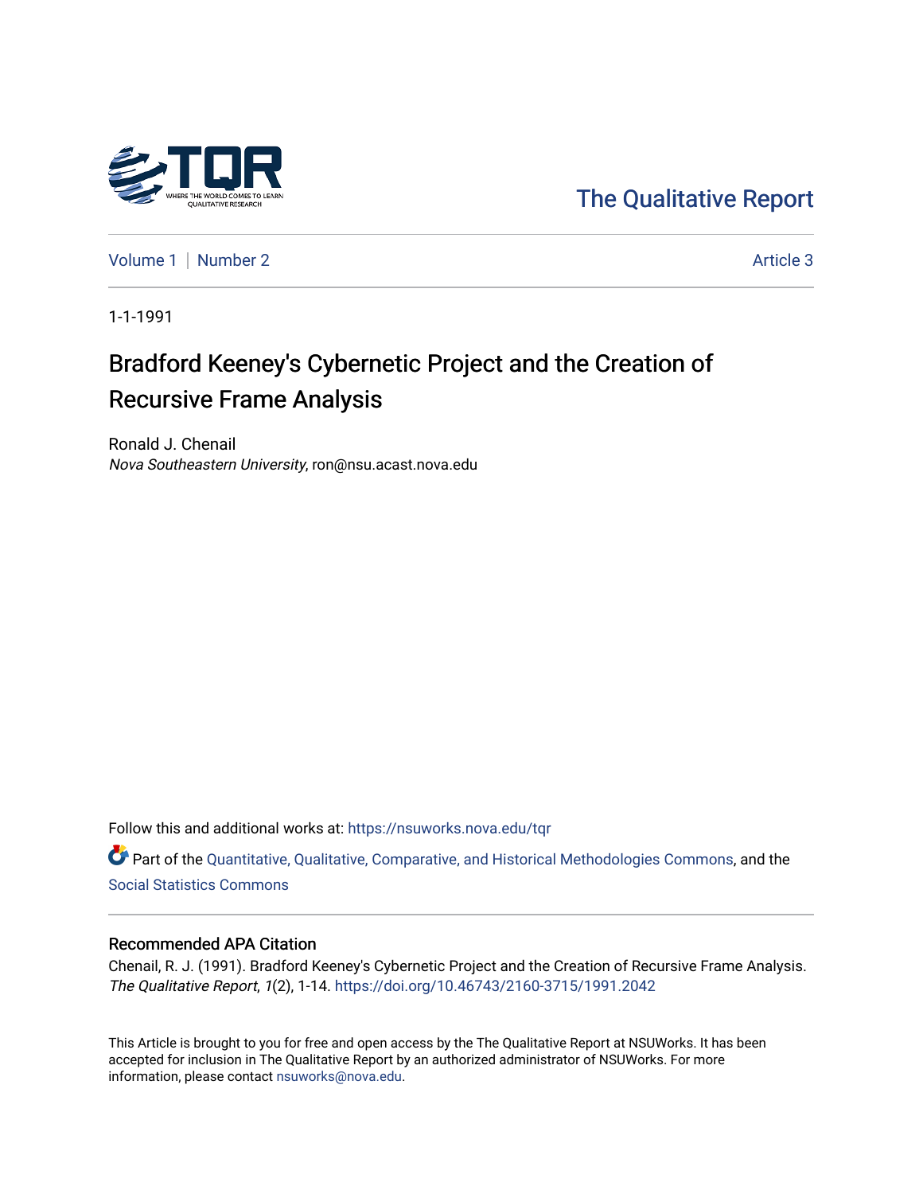The Qualitative Report

Volume 1 | Number 2 | Article 3

1-1-1991

# Bradford Keeney's Cybernetic Project and the Creation of Recursive Frame Analysis

Ronald J. Chenail
*Nova Southeastern University*, ron@nsu.acast.nova.edu

Follow this and additional works at: https://nsuworks.nova.edu/tqr

Part of the Quantitative, Qualitative, Comparative, and Historical Methodologies Commons, and the Social Statistics Commons

## Recommended APA Citation

Chenail, R. J. (1991). Bradford Keeney's Cybernetic Project and the Creation of Recursive Frame Analysis. *The Qualitative Report*, *1*(2), 1-14. https://doi.org/10.46743/2160-3715/1991.2042

This Article is brought to you for free and open access by the The Qualitative Report at NSUWorks. It has been accepted for inclusion in The Qualitative Report by an authorized administrator of NSUWorks. For more information, please contact nsuworks@nova.edu.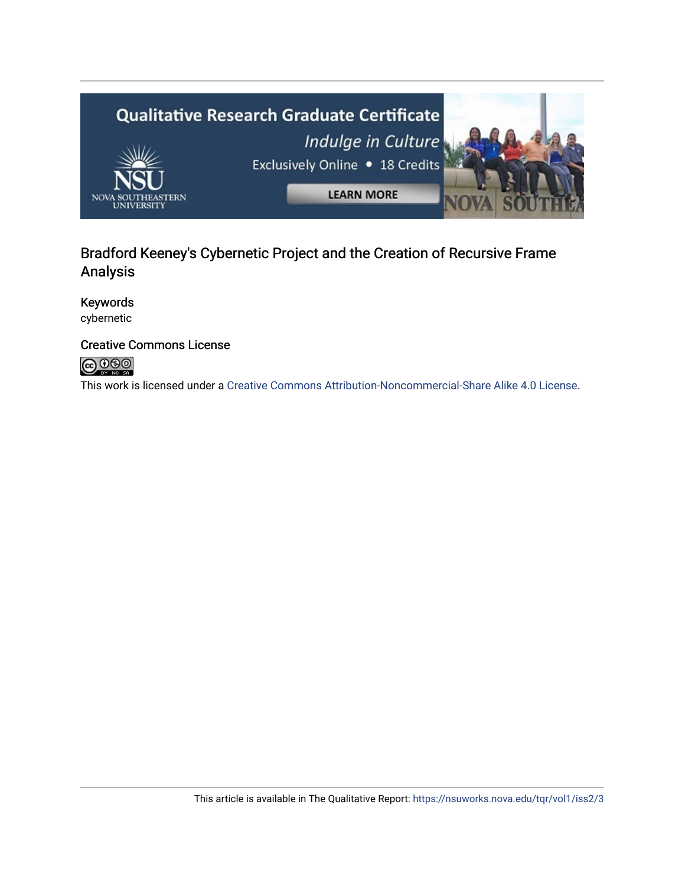Bradford Keeney's Cybernetic Project and the Creation of Recursive Frame Analysis

**Keywords**

cybernetic

**Creative Commons License**

This work is licensed under a Creative Commons Attribution-Noncommercial-Share Alike 4.0 License.

This article is available in The Qualitative Report: https://nsuworks.nova.edu/tqr/vol1/iss2/3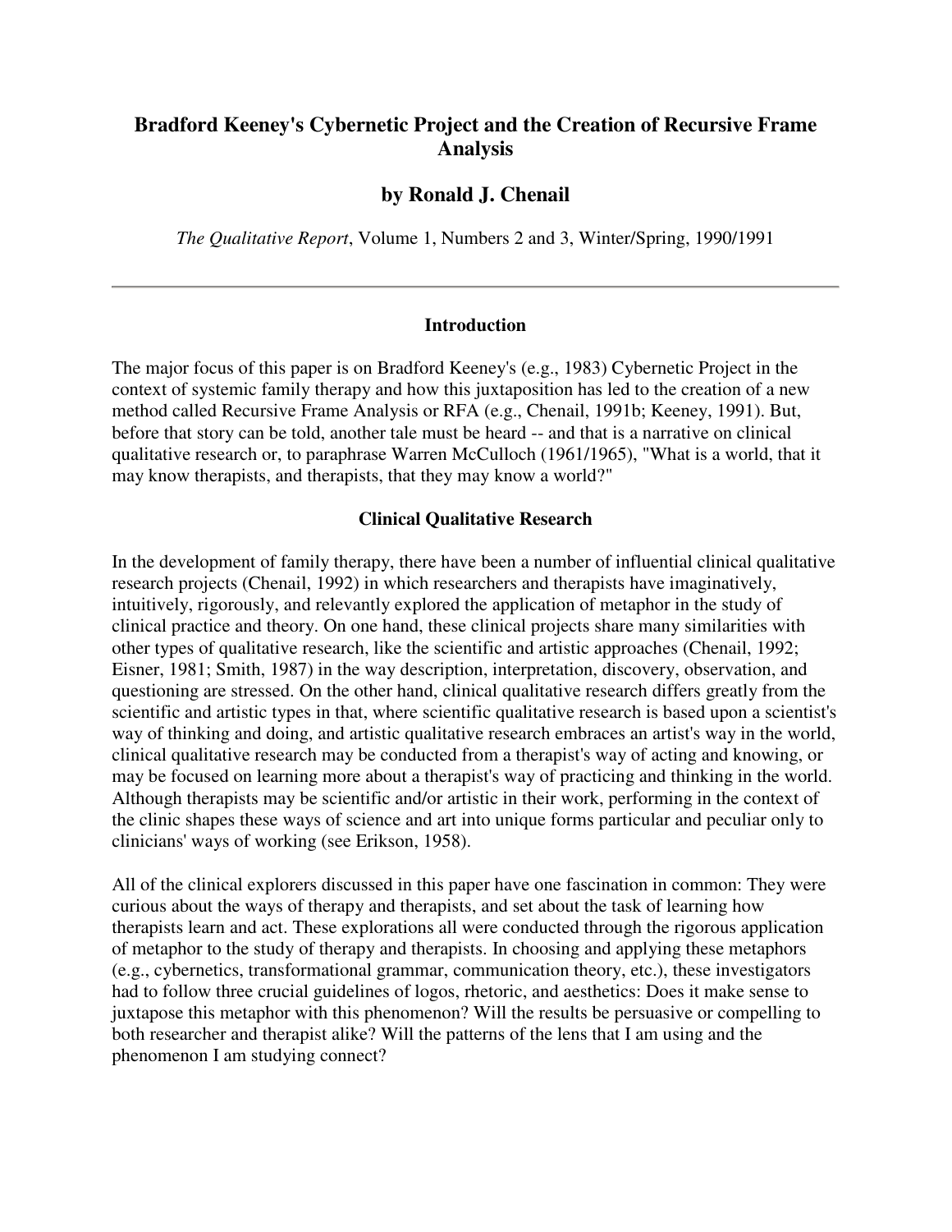# Bradford Keeney's Cybernetic Project and the Creation of Recursive Frame Analysis

## by Ronald J. Chenail

*The Qualitative Report*, Volume 1, Numbers 2 and 3, Winter/Spring, 1990/1991

---

### Introduction

The major focus of this paper is on Bradford Keeney's (e.g., 1983) Cybernetic Project in the context of systemic family therapy and how this juxtaposition has led to the creation of a new method called Recursive Frame Analysis or RFA (e.g., Chenail, 1991b; Keeney, 1991). But, before that story can be told, another tale must be heard -- and that is a narrative on clinical qualitative research or, to paraphrase Warren McCulloch (1961/1965), "What is a world, that it may know therapists, and therapists, that they may know a world?"

### Clinical Qualitative Research

In the development of family therapy, there have been a number of influential clinical qualitative research projects (Chenail, 1992) in which researchers and therapists have imaginatively, intuitively, rigorously, and relevantly explored the application of metaphor in the study of clinical practice and theory. On one hand, these clinical projects share many similarities with other types of qualitative research, like the scientific and artistic approaches (Chenail, 1992; Eisner, 1981; Smith, 1987) in the way description, interpretation, discovery, observation, and questioning are stressed. On the other hand, clinical qualitative research differs greatly from the scientific and artistic types in that, where scientific qualitative research is based upon a scientist's way of thinking and doing, and artistic qualitative research embraces an artist's way in the world, clinical qualitative research may be conducted from a therapist's way of acting and knowing, or may be focused on learning more about a therapist's way of practicing and thinking in the world. Although therapists may be scientific and/or artistic in their work, performing in the context of the clinic shapes these ways of science and art into unique forms particular and peculiar only to clinicians' ways of working (see Erikson, 1958).

All of the clinical explorers discussed in this paper have one fascination in common: They were curious about the ways of therapy and therapists, and set about the task of learning how therapists learn and act. These explorations all were conducted through the rigorous application of metaphor to the study of therapy and therapists. In choosing and applying these metaphors (e.g., cybernetics, transformational grammar, communication theory, etc.), these investigators had to follow three crucial guidelines of logos, rhetoric, and aesthetics: Does it make sense to juxtapose this metaphor with this phenomenon? Will the results be persuasive or compelling to both researcher and therapist alike? Will the patterns of the lens that I am using and the phenomenon I am studying connect?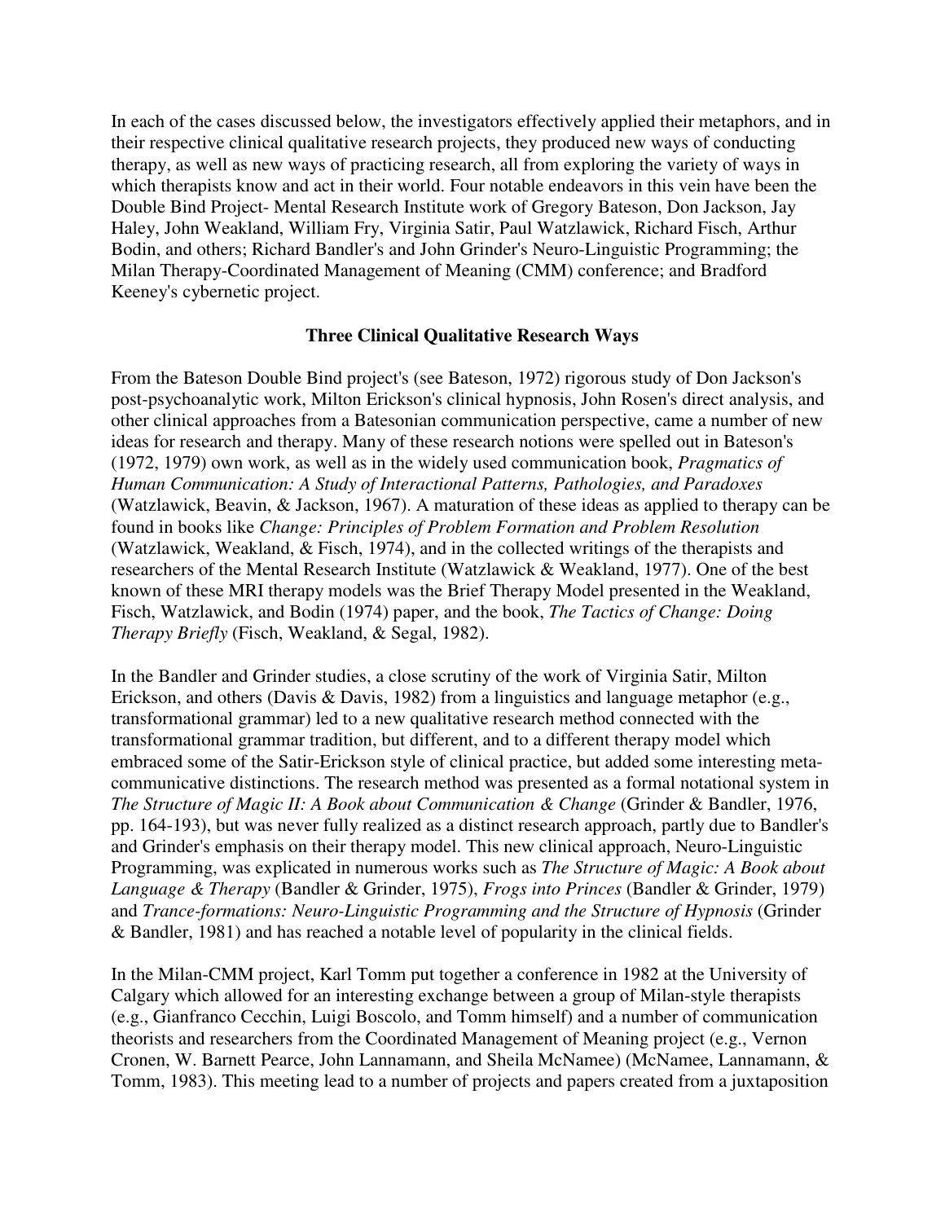In each of the cases discussed below, the investigators effectively applied their metaphors, and in their respective clinical qualitative research projects, they produced new ways of conducting therapy, as well as new ways of practicing research, all from exploring the variety of ways in which therapists know and act in their world. Four notable endeavors in this vein have been the Double Bind Project- Mental Research Institute work of Gregory Bateson, Don Jackson, Jay Haley, John Weakland, William Fry, Virginia Satir, Paul Watzlawick, Richard Fisch, Arthur Bodin, and others; Richard Bandler's and John Grinder's Neuro-Linguistic Programming; the Milan Therapy-Coordinated Management of Meaning (CMM) conference; and Bradford Keeney's cybernetic project.

### Three Clinical Qualitative Research Ways

From the Bateson Double Bind project's (see Bateson, 1972) rigorous study of Don Jackson's post-psychoanalytic work, Milton Erickson's clinical hypnosis, John Rosen's direct analysis, and other clinical approaches from a Batesonian communication perspective, came a number of new ideas for research and therapy. Many of these research notions were spelled out in Bateson's (1972, 1979) own work, as well as in the widely used communication book, *Pragmatics of Human Communication: A Study of Interactional Patterns, Pathologies, and Paradoxes* (Watzlawick, Beavin, & Jackson, 1967). A maturation of these ideas as applied to therapy can be found in books like *Change: Principles of Problem Formation and Problem Resolution* (Watzlawick, Weakland, & Fisch, 1974), and in the collected writings of the therapists and researchers of the Mental Research Institute (Watzlawick & Weakland, 1977). One of the best known of these MRI therapy models was the Brief Therapy Model presented in the Weakland, Fisch, Watzlawick, and Bodin (1974) paper, and the book, *The Tactics of Change: Doing Therapy Briefly* (Fisch, Weakland, & Segal, 1982).

In the Bandler and Grinder studies, a close scrutiny of the work of Virginia Satir, Milton Erickson, and others (Davis & Davis, 1982) from a linguistics and language metaphor (e.g., transformational grammar) led to a new qualitative research method connected with the transformational grammar tradition, but different, and to a different therapy model which embraced some of the Satir-Erickson style of clinical practice, but added some interesting meta-communicative distinctions. The research method was presented as a formal notational system in *The Structure of Magic II: A Book about Communication & Change* (Grinder & Bandler, 1976, pp. 164-193), but was never fully realized as a distinct research approach, partly due to Bandler's and Grinder's emphasis on their therapy model. This new clinical approach, Neuro-Linguistic Programming, was explicated in numerous works such as *The Structure of Magic: A Book about Language & Therapy* (Bandler & Grinder, 1975), *Frogs into Princes* (Bandler & Grinder, 1979) and *Trance-formations: Neuro-Linguistic Programming and the Structure of Hypnosis* (Grinder & Bandler, 1981) and has reached a notable level of popularity in the clinical fields.

In the Milan-CMM project, Karl Tomm put together a conference in 1982 at the University of Calgary which allowed for an interesting exchange between a group of Milan-style therapists (e.g., Gianfranco Cecchin, Luigi Boscolo, and Tomm himself) and a number of communication theorists and researchers from the Coordinated Management of Meaning project (e.g., Vernon Cronen, W. Barnett Pearce, John Lannamann, and Sheila McNamee) (McNamee, Lannamann, & Tomm, 1983). This meeting lead to a number of projects and papers created from a juxtaposition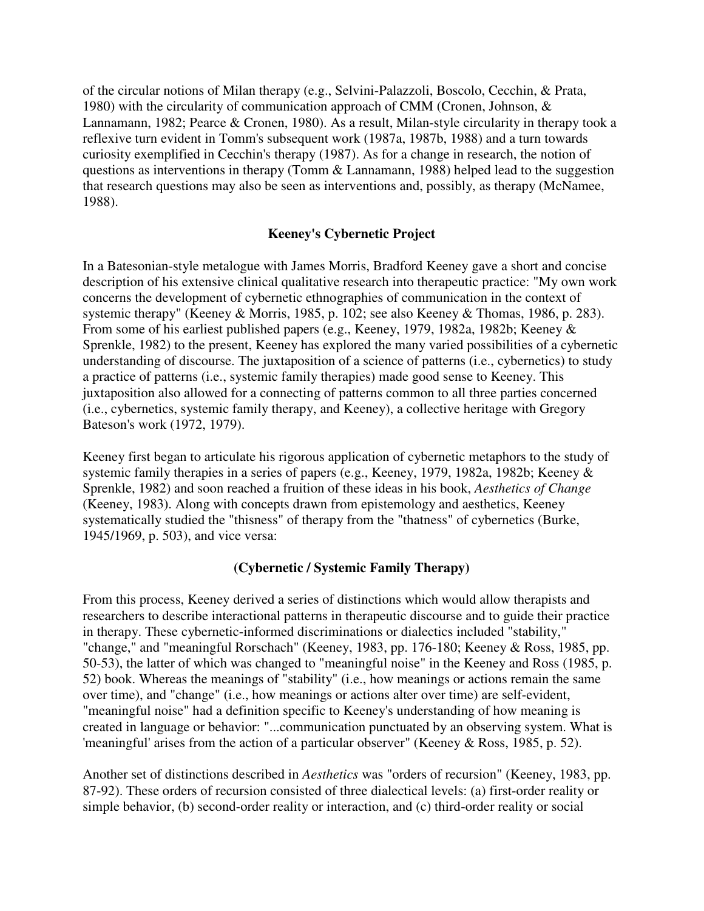of the circular notions of Milan therapy (e.g., Selvini-Palazzoli, Boscolo, Cecchin, & Prata, 1980) with the circularity of communication approach of CMM (Cronen, Johnson, & Lannamann, 1982; Pearce & Cronen, 1980). As a result, Milan-style circularity in therapy took a reflexive turn evident in Tomm's subsequent work (1987a, 1987b, 1988) and a turn towards curiosity exemplified in Cecchin's therapy (1987). As for a change in research, the notion of questions as interventions in therapy (Tomm & Lannamann, 1988) helped lead to the suggestion that research questions may also be seen as interventions and, possibly, as therapy (McNamee, 1988).

## Keeney's Cybernetic Project

In a Batesonian-style metalogue with James Morris, Bradford Keeney gave a short and concise description of his extensive clinical qualitative research into therapeutic practice: "My own work concerns the development of cybernetic ethnographies of communication in the context of systemic therapy" (Keeney & Morris, 1985, p. 102; see also Keeney & Thomas, 1986, p. 283). From some of his earliest published papers (e.g., Keeney, 1979, 1982a, 1982b; Keeney & Sprenkle, 1982) to the present, Keeney has explored the many varied possibilities of a cybernetic understanding of discourse. The juxtaposition of a science of patterns (i.e., cybernetics) to study a practice of patterns (i.e., systemic family therapies) made good sense to Keeney. This juxtaposition also allowed for a connecting of patterns common to all three parties concerned (i.e., cybernetics, systemic family therapy, and Keeney), a collective heritage with Gregory Bateson's work (1972, 1979).

Keeney first began to articulate his rigorous application of cybernetic metaphors to the study of systemic family therapies in a series of papers (e.g., Keeney, 1979, 1982a, 1982b; Keeney & Sprenkle, 1982) and soon reached a fruition of these ideas in his book, *Aesthetics of Change* (Keeney, 1983). Along with concepts drawn from epistemology and aesthetics, Keeney systematically studied the "thisness" of therapy from the "thatness" of cybernetics (Burke, 1945/1969, p. 503), and vice versa:

**(Cybernetic / Systemic Family Therapy)**

From this process, Keeney derived a series of distinctions which would allow therapists and researchers to describe interactional patterns in therapeutic discourse and to guide their practice in therapy. These cybernetic-informed discriminations or dialectics included "stability," "change," and "meaningful Rorschach" (Keeney, 1983, pp. 176-180; Keeney & Ross, 1985, pp. 50-53), the latter of which was changed to "meaningful noise" in the Keeney and Ross (1985, p. 52) book. Whereas the meanings of "stability" (i.e., how meanings or actions remain the same over time), and "change" (i.e., how meanings or actions alter over time) are self-evident, "meaningful noise" had a definition specific to Keeney's understanding of how meaning is created in language or behavior: "...communication punctuated by an observing system. What is 'meaningful' arises from the action of a particular observer" (Keeney & Ross, 1985, p. 52).

Another set of distinctions described in *Aesthetics* was "orders of recursion" (Keeney, 1983, pp. 87-92). These orders of recursion consisted of three dialectical levels: (a) first-order reality or simple behavior, (b) second-order reality or interaction, and (c) third-order reality or social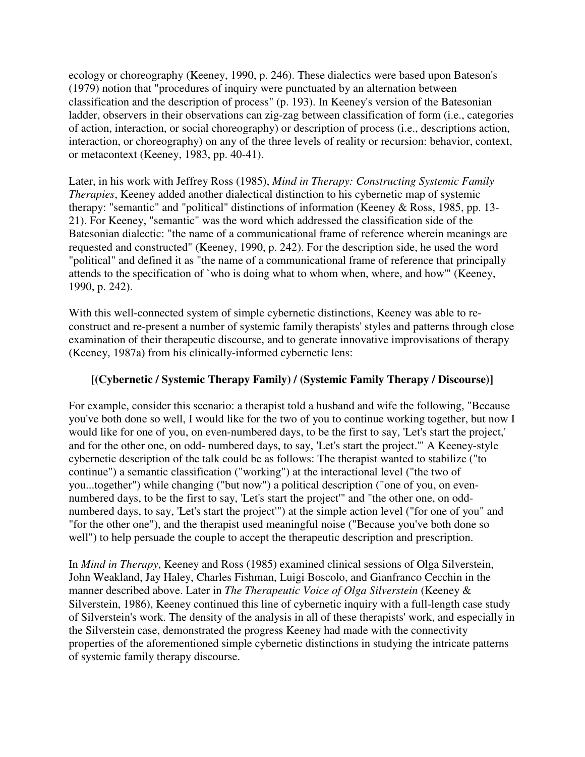ecology or choreography (Keeney, 1990, p. 246). These dialectics were based upon Bateson's (1979) notion that "procedures of inquiry were punctuated by an alternation between classification and the description of process" (p. 193). In Keeney's version of the Batesonian ladder, observers in their observations can zig-zag between classification of form (i.e., categories of action, interaction, or social choreography) or description of process (i.e., descriptions action, interaction, or choreography) on any of the three levels of reality or recursion: behavior, context, or metacontext (Keeney, 1983, pp. 40-41).

Later, in his work with Jeffrey Ross (1985), *Mind in Therapy: Constructing Systemic Family Therapies*, Keeney added another dialectical distinction to his cybernetic map of systemic therapy: "semantic" and "political" distinctions of information (Keeney & Ross, 1985, pp. 13-21). For Keeney, "semantic" was the word which addressed the classification side of the Batesonian dialectic: "the name of a communicational frame of reference wherein meanings are requested and constructed" (Keeney, 1990, p. 242). For the description side, he used the word "political" and defined it as "the name of a communicational frame of reference that principally attends to the specification of `who is doing what to whom when, where, and how'" (Keeney, 1990, p. 242).

With this well-connected system of simple cybernetic distinctions, Keeney was able to re-construct and re-present a number of systemic family therapists' styles and patterns through close examination of their therapeutic discourse, and to generate innovative improvisations of therapy (Keeney, 1987a) from his clinically-informed cybernetic lens:

**[(Cybernetic / Systemic Therapy Family) / (Systemic Family Therapy / Discourse)]**

For example, consider this scenario: a therapist told a husband and wife the following, "Because you've both done so well, I would like for the two of you to continue working together, but now I would like for one of you, on even-numbered days, to be the first to say, 'Let's start the project,' and for the other one, on odd- numbered days, to say, 'Let's start the project.'" A Keeney-style cybernetic description of the talk could be as follows: The therapist wanted to stabilize ("to continue") a semantic classification ("working") at the interactional level ("the two of you...together") while changing ("but now") a political description ("one of you, on even-numbered days, to be the first to say, 'Let's start the project'" and "the other one, on odd-numbered days, to say, 'Let's start the project'") at the simple action level ("for one of you" and "for the other one"), and the therapist used meaningful noise ("Because you've both done so well") to help persuade the couple to accept the therapeutic description and prescription.

In *Mind in Therapy*, Keeney and Ross (1985) examined clinical sessions of Olga Silverstein, John Weakland, Jay Haley, Charles Fishman, Luigi Boscolo, and Gianfranco Cecchin in the manner described above. Later in *The Therapeutic Voice of Olga Silverstein* (Keeney & Silverstein, 1986), Keeney continued this line of cybernetic inquiry with a full-length case study of Silverstein's work. The density of the analysis in all of these therapists' work, and especially in the Silverstein case, demonstrated the progress Keeney had made with the connectivity properties of the aforementioned simple cybernetic distinctions in studying the intricate patterns of systemic family therapy discourse.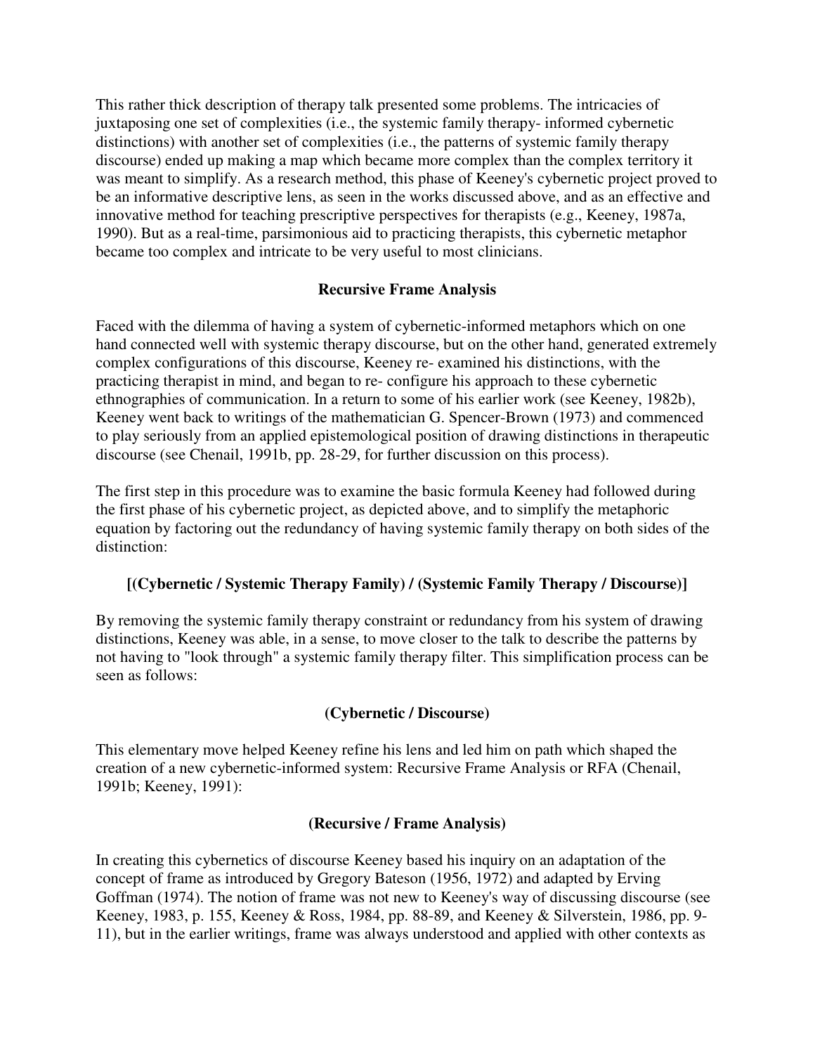This rather thick description of therapy talk presented some problems. The intricacies of juxtaposing one set of complexities (i.e., the systemic family therapy- informed cybernetic distinctions) with another set of complexities (i.e., the patterns of systemic family therapy discourse) ended up making a map which became more complex than the complex territory it was meant to simplify. As a research method, this phase of Keeney's cybernetic project proved to be an informative descriptive lens, as seen in the works discussed above, and as an effective and innovative method for teaching prescriptive perspectives for therapists (e.g., Keeney, 1987a, 1990). But as a real-time, parsimonious aid to practicing therapists, this cybernetic metaphor became too complex and intricate to be very useful to most clinicians.

## Recursive Frame Analysis

Faced with the dilemma of having a system of cybernetic-informed metaphors which on one hand connected well with systemic therapy discourse, but on the other hand, generated extremely complex configurations of this discourse, Keeney re- examined his distinctions, with the practicing therapist in mind, and began to re- configure his approach to these cybernetic ethnographies of communication. In a return to some of his earlier work (see Keeney, 1982b), Keeney went back to writings of the mathematician G. Spencer-Brown (1973) and commenced to play seriously from an applied epistemological position of drawing distinctions in therapeutic discourse (see Chenail, 1991b, pp. 28-29, for further discussion on this process).

The first step in this procedure was to examine the basic formula Keeney had followed during the first phase of his cybernetic project, as depicted above, and to simplify the metaphoric equation by factoring out the redundancy of having systemic family therapy on both sides of the distinction:

**[(Cybernetic / Systemic Therapy Family) / (Systemic Family Therapy / Discourse)]**

By removing the systemic family therapy constraint or redundancy from his system of drawing distinctions, Keeney was able, in a sense, to move closer to the talk to describe the patterns by not having to "look through" a systemic family therapy filter. This simplification process can be seen as follows:

**(Cybernetic / Discourse)**

This elementary move helped Keeney refine his lens and led him on path which shaped the creation of a new cybernetic-informed system: Recursive Frame Analysis or RFA (Chenail, 1991b; Keeney, 1991):

**(Recursive / Frame Analysis)**

In creating this cybernetics of discourse Keeney based his inquiry on an adaptation of the concept of frame as introduced by Gregory Bateson (1956, 1972) and adapted by Erving Goffman (1974). The notion of frame was not new to Keeney's way of discussing discourse (see Keeney, 1983, p. 155, Keeney & Ross, 1984, pp. 88-89, and Keeney & Silverstein, 1986, pp. 9-11), but in the earlier writings, frame was always understood and applied with other contexts as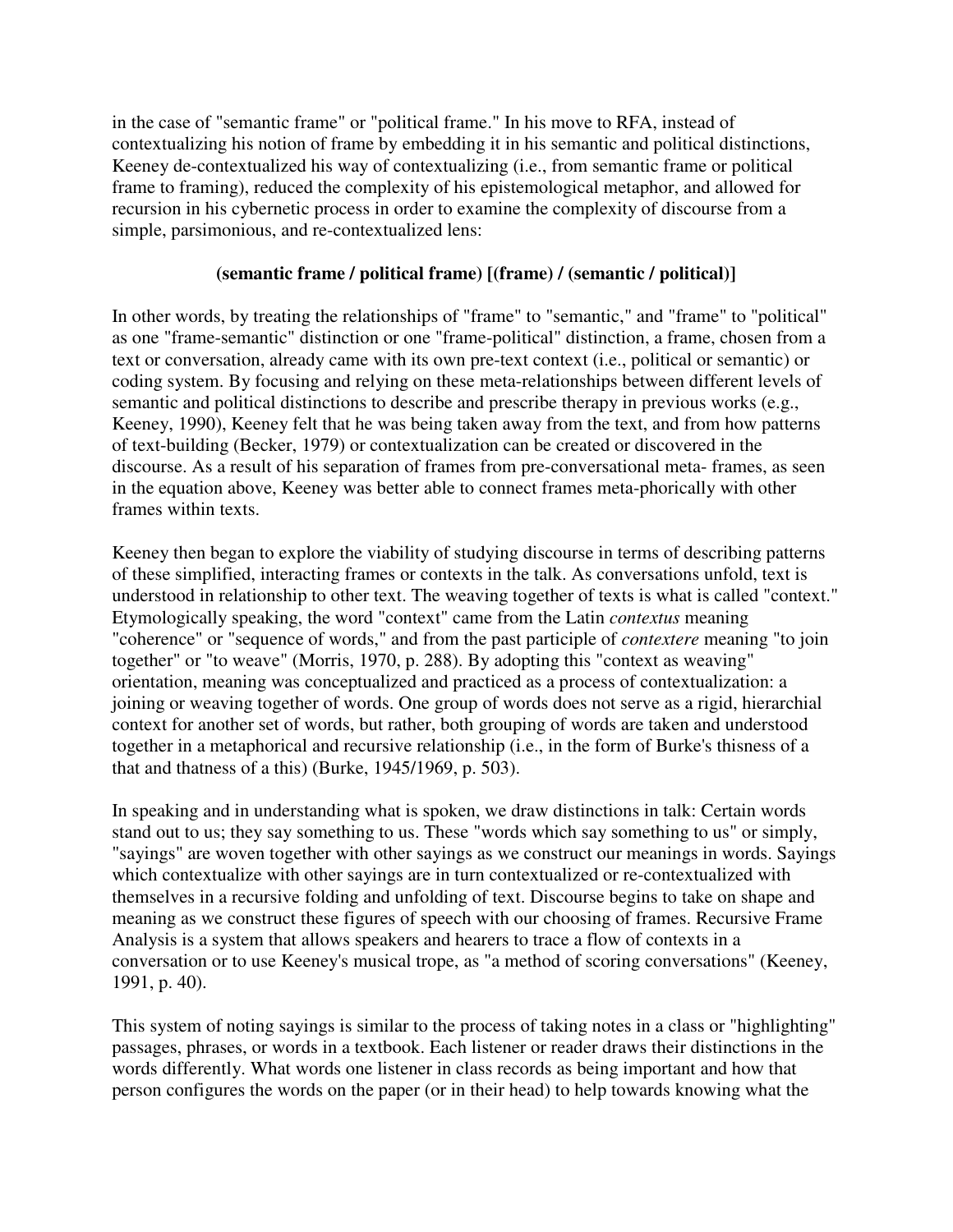in the case of "semantic frame" or "political frame." In his move to RFA, instead of contextualizing his notion of frame by embedding it in his semantic and political distinctions, Keeney de-contextualized his way of contextualizing (i.e., from semantic frame or political frame to framing), reduced the complexity of his epistemological metaphor, and allowed for recursion in his cybernetic process in order to examine the complexity of discourse from a simple, parsimonious, and re-contextualized lens:

**(semantic frame / political frame) [(frame) / (semantic / political)]**

In other words, by treating the relationships of "frame" to "semantic," and "frame" to "political" as one "frame-semantic" distinction or one "frame-political" distinction, a frame, chosen from a text or conversation, already came with its own pre-text context (i.e., political or semantic) or coding system. By focusing and relying on these meta-relationships between different levels of semantic and political distinctions to describe and prescribe therapy in previous works (e.g., Keeney, 1990), Keeney felt that he was being taken away from the text, and from how patterns of text-building (Becker, 1979) or contextualization can be created or discovered in the discourse. As a result of his separation of frames from pre-conversational meta- frames, as seen in the equation above, Keeney was better able to connect frames meta-phorically with other frames within texts.

Keeney then began to explore the viability of studying discourse in terms of describing patterns of these simplified, interacting frames or contexts in the talk. As conversations unfold, text is understood in relationship to other text. The weaving together of texts is what is called "context." Etymologically speaking, the word "context" came from the Latin *contextus* meaning "coherence" or "sequence of words," and from the past participle of *contextere* meaning "to join together" or "to weave" (Morris, 1970, p. 288). By adopting this "context as weaving" orientation, meaning was conceptualized and practiced as a process of contextualization: a joining or weaving together of words. One group of words does not serve as a rigid, hierarchial context for another set of words, but rather, both grouping of words are taken and understood together in a metaphorical and recursive relationship (i.e., in the form of Burke's thisness of a that and thatness of a this) (Burke, 1945/1969, p. 503).

In speaking and in understanding what is spoken, we draw distinctions in talk: Certain words stand out to us; they say something to us. These "words which say something to us" or simply, "sayings" are woven together with other sayings as we construct our meanings in words. Sayings which contextualize with other sayings are in turn contextualized or re-contextualized with themselves in a recursive folding and unfolding of text. Discourse begins to take on shape and meaning as we construct these figures of speech with our choosing of frames. Recursive Frame Analysis is a system that allows speakers and hearers to trace a flow of contexts in a conversation or to use Keeney's musical trope, as "a method of scoring conversations" (Keeney, 1991, p. 40).

This system of noting sayings is similar to the process of taking notes in a class or "highlighting" passages, phrases, or words in a textbook. Each listener or reader draws their distinctions in the words differently. What words one listener in class records as being important and how that person configures the words on the paper (or in their head) to help towards knowing what the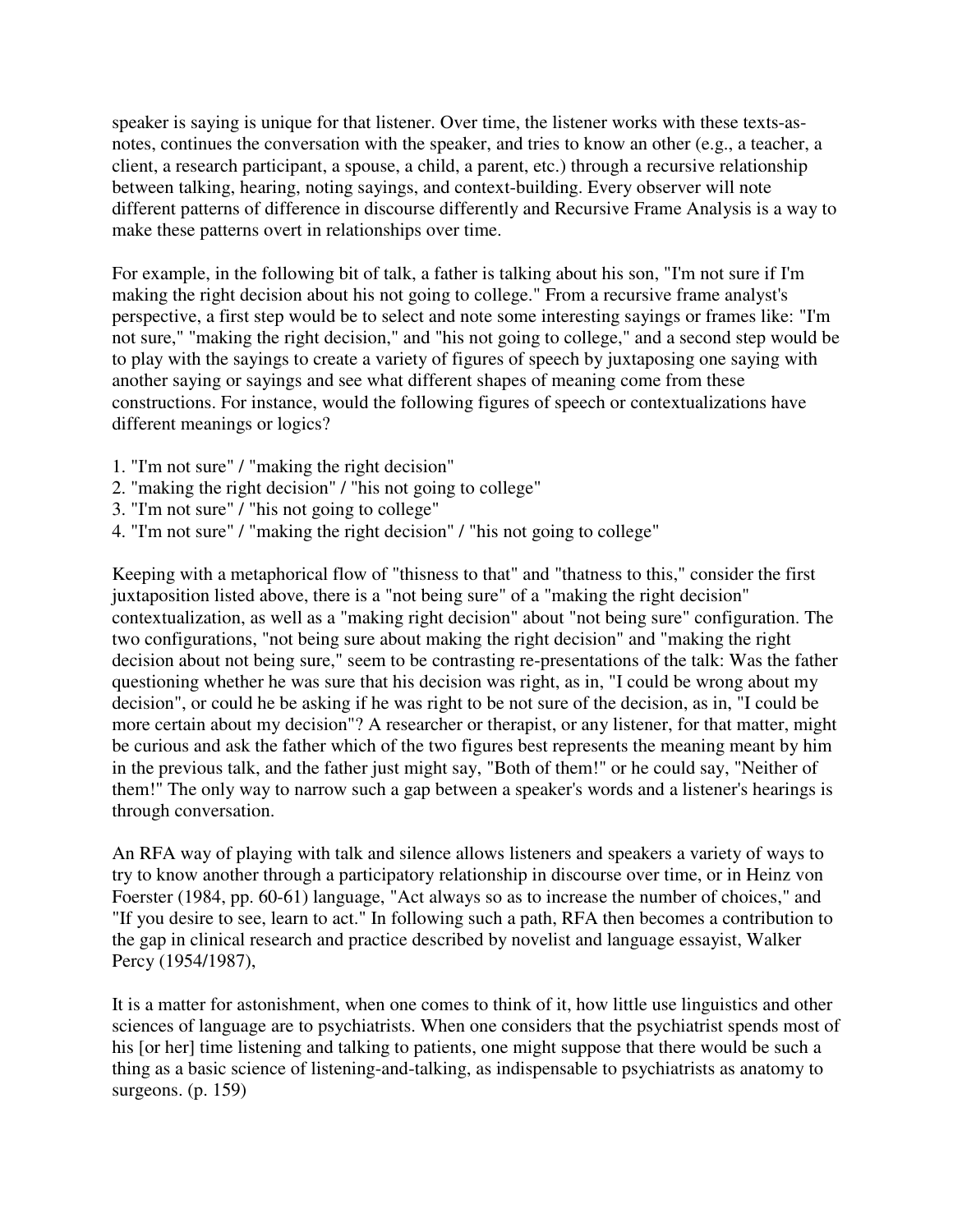speaker is saying is unique for that listener. Over time, the listener works with these texts-as-notes, continues the conversation with the speaker, and tries to know an other (e.g., a teacher, a client, a research participant, a spouse, a child, a parent, etc.) through a recursive relationship between talking, hearing, noting sayings, and context-building. Every observer will note different patterns of difference in discourse differently and Recursive Frame Analysis is a way to make these patterns overt in relationships over time.

For example, in the following bit of talk, a father is talking about his son, "I'm not sure if I'm making the right decision about his not going to college." From a recursive frame analyst's perspective, a first step would be to select and note some interesting sayings or frames like: "I'm not sure," "making the right decision," and "his not going to college," and a second step would be to play with the sayings to create a variety of figures of speech by juxtaposing one saying with another saying or sayings and see what different shapes of meaning come from these constructions. For instance, would the following figures of speech or contextualizations have different meanings or logics?

1. "I'm not sure" / "making the right decision"
2. "making the right decision" / "his not going to college"
3. "I'm not sure" / "his not going to college"
4. "I'm not sure" / "making the right decision" / "his not going to college"

Keeping with a metaphorical flow of "thisness to that" and "thatness to this," consider the first juxtaposition listed above, there is a "not being sure" of a "making the right decision" contextualization, as well as a "making right decision" about "not being sure" configuration. The two configurations, "not being sure about making the right decision" and "making the right decision about not being sure," seem to be contrasting re-presentations of the talk: Was the father questioning whether he was sure that his decision was right, as in, "I could be wrong about my decision", or could he be asking if he was right to be not sure of the decision, as in, "I could be more certain about my decision"? A researcher or therapist, or any listener, for that matter, might be curious and ask the father which of the two figures best represents the meaning meant by him in the previous talk, and the father just might say, "Both of them!" or he could say, "Neither of them!" The only way to narrow such a gap between a speaker's words and a listener's hearings is through conversation.

An RFA way of playing with talk and silence allows listeners and speakers a variety of ways to try to know another through a participatory relationship in discourse over time, or in Heinz von Foerster (1984, pp. 60-61) language, "Act always so as to increase the number of choices," and "If you desire to see, learn to act." In following such a path, RFA then becomes a contribution to the gap in clinical research and practice described by novelist and language essayist, Walker Percy (1954/1987),

It is a matter for astonishment, when one comes to think of it, how little use linguistics and other sciences of language are to psychiatrists. When one considers that the psychiatrist spends most of his [or her] time listening and talking to patients, one might suppose that there would be such a thing as a basic science of listening-and-talking, as indispensable to psychiatrists as anatomy to surgeons. (p. 159)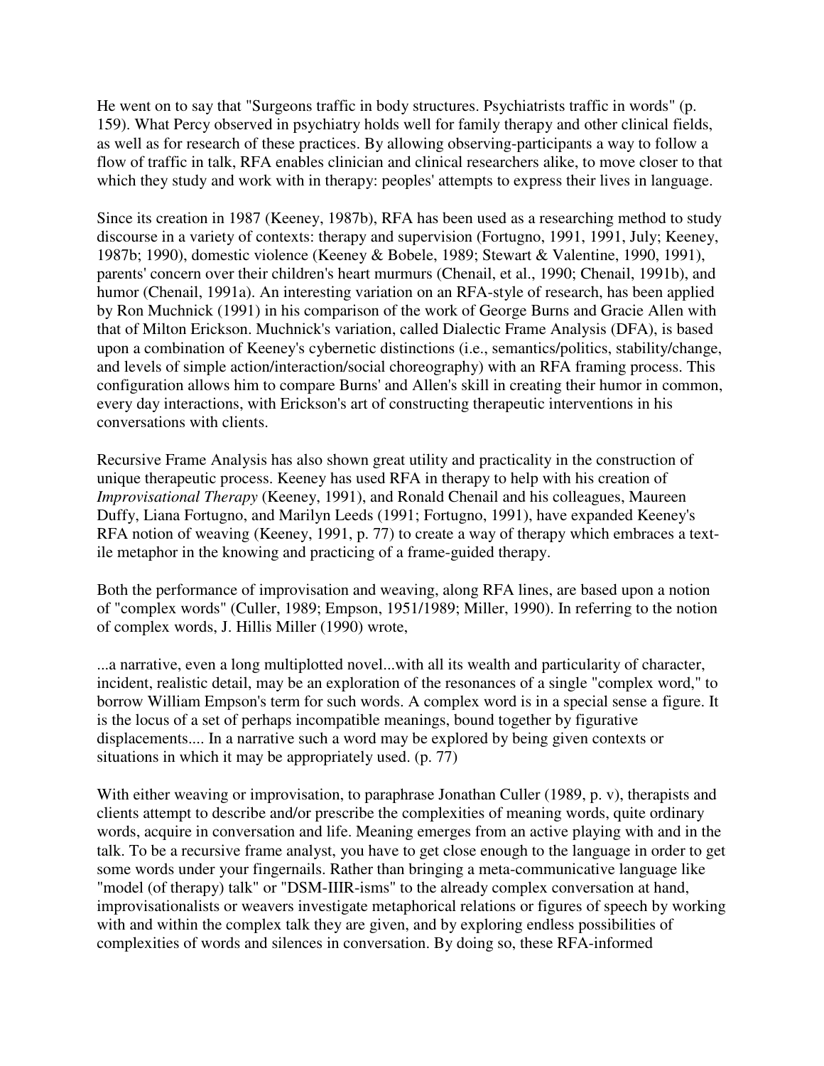He went on to say that "Surgeons traffic in body structures. Psychiatrists traffic in words" (p. 159). What Percy observed in psychiatry holds well for family therapy and other clinical fields, as well as for research of these practices. By allowing observing-participants a way to follow a flow of traffic in talk, RFA enables clinician and clinical researchers alike, to move closer to that which they study and work with in therapy: peoples' attempts to express their lives in language.

Since its creation in 1987 (Keeney, 1987b), RFA has been used as a researching method to study discourse in a variety of contexts: therapy and supervision (Fortugno, 1991, 1991, July; Keeney, 1987b; 1990), domestic violence (Keeney & Bobele, 1989; Stewart & Valentine, 1990, 1991), parents' concern over their children's heart murmurs (Chenail, et al., 1990; Chenail, 1991b), and humor (Chenail, 1991a). An interesting variation on an RFA-style of research, has been applied by Ron Muchnick (1991) in his comparison of the work of George Burns and Gracie Allen with that of Milton Erickson. Muchnick's variation, called Dialectic Frame Analysis (DFA), is based upon a combination of Keeney's cybernetic distinctions (i.e., semantics/politics, stability/change, and levels of simple action/interaction/social choreography) with an RFA framing process. This configuration allows him to compare Burns' and Allen's skill in creating their humor in common, every day interactions, with Erickson's art of constructing therapeutic interventions in his conversations with clients.

Recursive Frame Analysis has also shown great utility and practicality in the construction of unique therapeutic process. Keeney has used RFA in therapy to help with his creation of *Improvisational Therapy* (Keeney, 1991), and Ronald Chenail and his colleagues, Maureen Duffy, Liana Fortugno, and Marilyn Leeds (1991; Fortugno, 1991), have expanded Keeney's RFA notion of weaving (Keeney, 1991, p. 77) to create a way of therapy which embraces a text-ile metaphor in the knowing and practicing of a frame-guided therapy.

Both the performance of improvisation and weaving, along RFA lines, are based upon a notion of "complex words" (Culler, 1989; Empson, 1951/1989; Miller, 1990). In referring to the notion of complex words, J. Hillis Miller (1990) wrote,

> ...a narrative, even a long multiplotted novel...with all its wealth and particularity of character, incident, realistic detail, may be an exploration of the resonances of a single "complex word," to borrow William Empson's term for such words. A complex word is in a special sense a figure. It is the locus of a set of perhaps incompatible meanings, bound together by figurative displacements.... In a narrative such a word may be explored by being given contexts or situations in which it may be appropriately used. (p. 77)

With either weaving or improvisation, to paraphrase Jonathan Culler (1989, p. v), therapists and clients attempt to describe and/or prescribe the complexities of meaning words, quite ordinary words, acquire in conversation and life. Meaning emerges from an active playing with and in the talk. To be a recursive frame analyst, you have to get close enough to the language in order to get some words under your fingernails. Rather than bringing a meta-communicative language like "model (of therapy) talk" or "DSM-IIIR-isms" to the already complex conversation at hand, improvisationalists or weavers investigate metaphorical relations or figures of speech by working with and within the complex talk they are given, and by exploring endless possibilities of complexities of words and silences in conversation. By doing so, these RFA-informed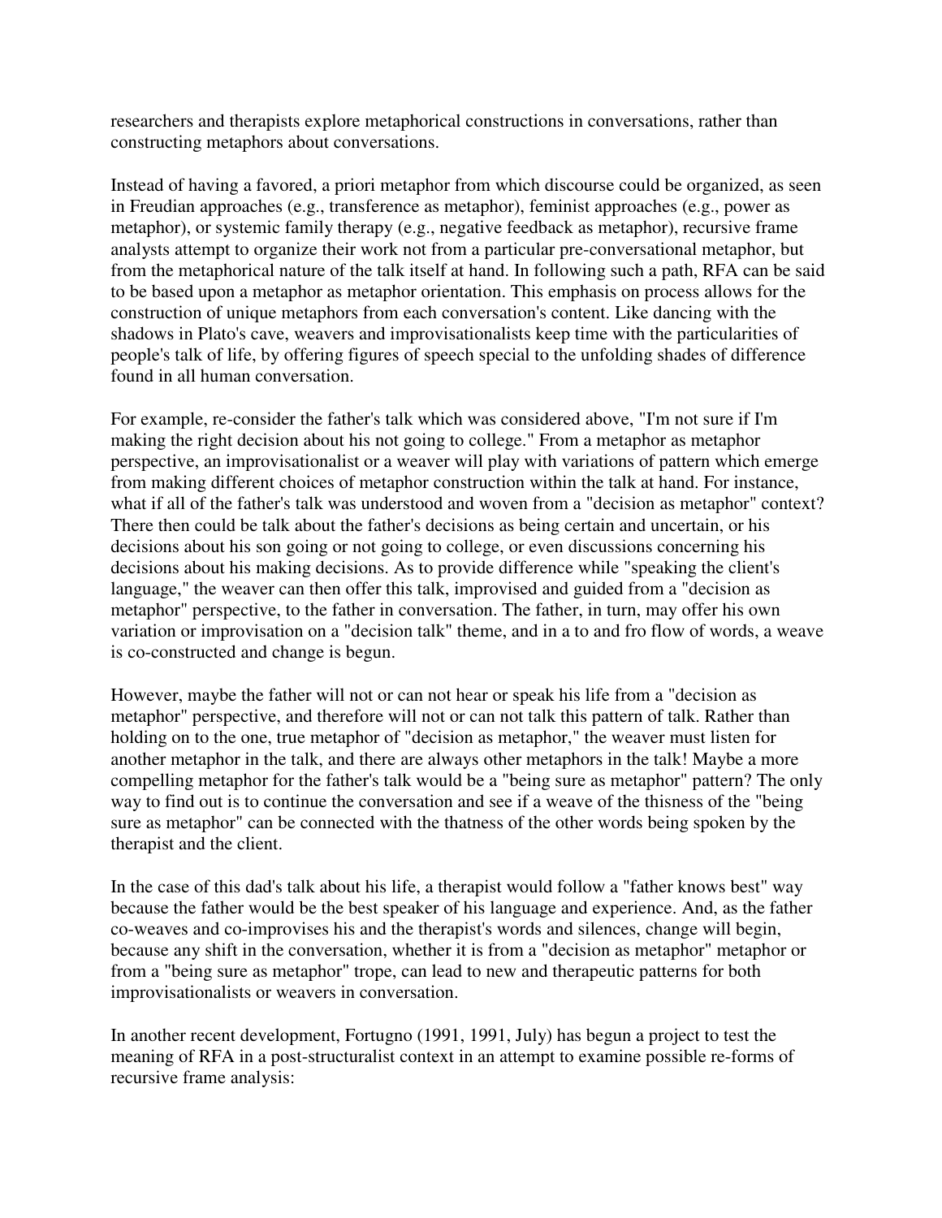researchers and therapists explore metaphorical constructions in conversations, rather than constructing metaphors about conversations.

Instead of having a favored, a priori metaphor from which discourse could be organized, as seen in Freudian approaches (e.g., transference as metaphor), feminist approaches (e.g., power as metaphor), or systemic family therapy (e.g., negative feedback as metaphor), recursive frame analysts attempt to organize their work not from a particular pre-conversational metaphor, but from the metaphorical nature of the talk itself at hand. In following such a path, RFA can be said to be based upon a metaphor as metaphor orientation. This emphasis on process allows for the construction of unique metaphors from each conversation's content. Like dancing with the shadows in Plato's cave, weavers and improvisationalists keep time with the particularities of people's talk of life, by offering figures of speech special to the unfolding shades of difference found in all human conversation.

For example, re-consider the father's talk which was considered above, "I'm not sure if I'm making the right decision about his not going to college." From a metaphor as metaphor perspective, an improvisationalist or a weaver will play with variations of pattern which emerge from making different choices of metaphor construction within the talk at hand. For instance, what if all of the father's talk was understood and woven from a "decision as metaphor" context? There then could be talk about the father's decisions as being certain and uncertain, or his decisions about his son going or not going to college, or even discussions concerning his decisions about his making decisions. As to provide difference while "speaking the client's language," the weaver can then offer this talk, improvised and guided from a "decision as metaphor" perspective, to the father in conversation. The father, in turn, may offer his own variation or improvisation on a "decision talk" theme, and in a to and fro flow of words, a weave is co-constructed and change is begun.

However, maybe the father will not or can not hear or speak his life from a "decision as metaphor" perspective, and therefore will not or can not talk this pattern of talk. Rather than holding on to the one, true metaphor of "decision as metaphor," the weaver must listen for another metaphor in the talk, and there are always other metaphors in the talk! Maybe a more compelling metaphor for the father's talk would be a "being sure as metaphor" pattern? The only way to find out is to continue the conversation and see if a weave of the thisness of the "being sure as metaphor" can be connected with the thatness of the other words being spoken by the therapist and the client.

In the case of this dad's talk about his life, a therapist would follow a "father knows best" way because the father would be the best speaker of his language and experience. And, as the father co-weaves and co-improvises his and the therapist's words and silences, change will begin, because any shift in the conversation, whether it is from a "decision as metaphor" metaphor or from a "being sure as metaphor" trope, can lead to new and therapeutic patterns for both improvisationalists or weavers in conversation.

In another recent development, Fortugno (1991, 1991, July) has begun a project to test the meaning of RFA in a post-structuralist context in an attempt to examine possible re-forms of recursive frame analysis: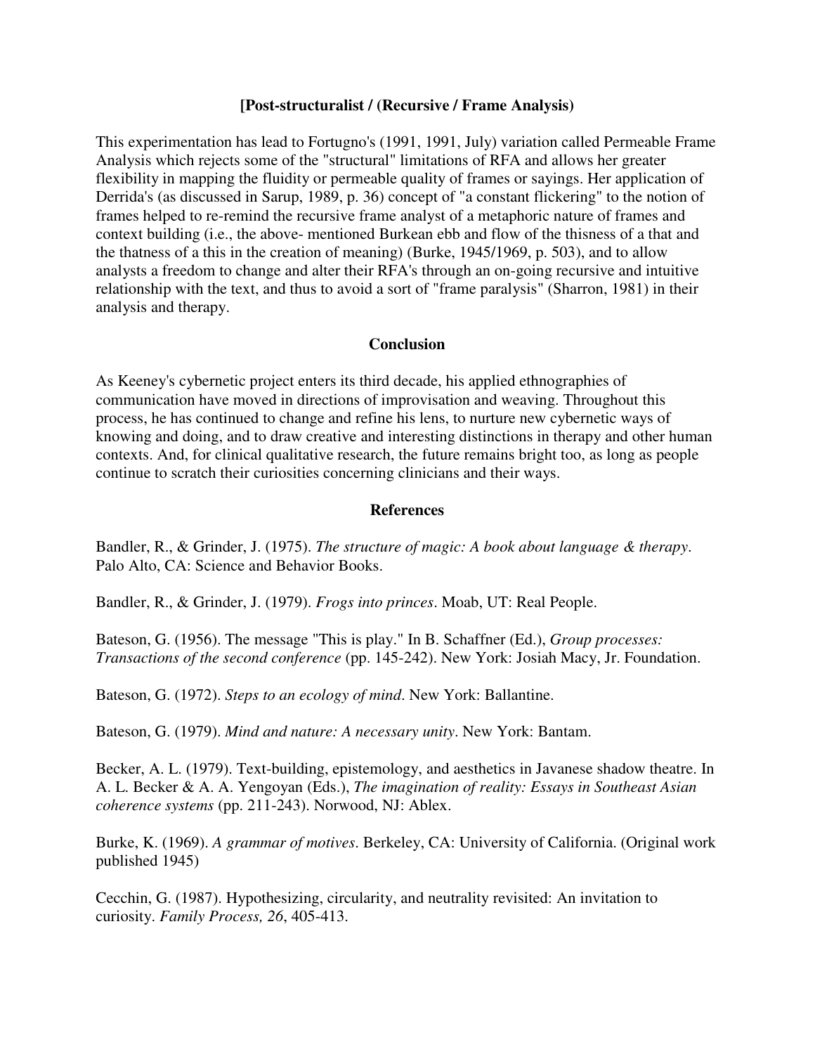### [Post-structuralist / (Recursive / Frame Analysis)

This experimentation has lead to Fortugno's (1991, 1991, July) variation called Permeable Frame Analysis which rejects some of the "structural" limitations of RFA and allows her greater flexibility in mapping the fluidity or permeable quality of frames or sayings. Her application of Derrida's (as discussed in Sarup, 1989, p. 36) concept of "a constant flickering" to the notion of frames helped to re-remind the recursive frame analyst of a metaphoric nature of frames and context building (i.e., the above- mentioned Burkean ebb and flow of the thisness of a that and the thatness of a this in the creation of meaning) (Burke, 1945/1969, p. 503), and to allow analysts a freedom to change and alter their RFA's through an on-going recursive and intuitive relationship with the text, and thus to avoid a sort of "frame paralysis" (Sharron, 1981) in their analysis and therapy.

### Conclusion

As Keeney's cybernetic project enters its third decade, his applied ethnographies of communication have moved in directions of improvisation and weaving. Throughout this process, he has continued to change and refine his lens, to nurture new cybernetic ways of knowing and doing, and to draw creative and interesting distinctions in therapy and other human contexts. And, for clinical qualitative research, the future remains bright too, as long as people continue to scratch their curiosities concerning clinicians and their ways.

### References

Bandler, R., & Grinder, J. (1975). *The structure of magic: A book about language & therapy*. Palo Alto, CA: Science and Behavior Books.

Bandler, R., & Grinder, J. (1979). *Frogs into princes*. Moab, UT: Real People.

Bateson, G. (1956). The message "This is play." In B. Schaffner (Ed.), *Group processes: Transactions of the second conference* (pp. 145-242). New York: Josiah Macy, Jr. Foundation.

Bateson, G. (1972). *Steps to an ecology of mind*. New York: Ballantine.

Bateson, G. (1979). *Mind and nature: A necessary unity*. New York: Bantam.

Becker, A. L. (1979). Text-building, epistemology, and aesthetics in Javanese shadow theatre. In A. L. Becker & A. A. Yengoyan (Eds.), *The imagination of reality: Essays in Southeast Asian coherence systems* (pp. 211-243). Norwood, NJ: Ablex.

Burke, K. (1969). *A grammar of motives*. Berkeley, CA: University of California. (Original work published 1945)

Cecchin, G. (1987). Hypothesizing, circularity, and neutrality revisited: An invitation to curiosity. *Family Process, 26*, 405-413.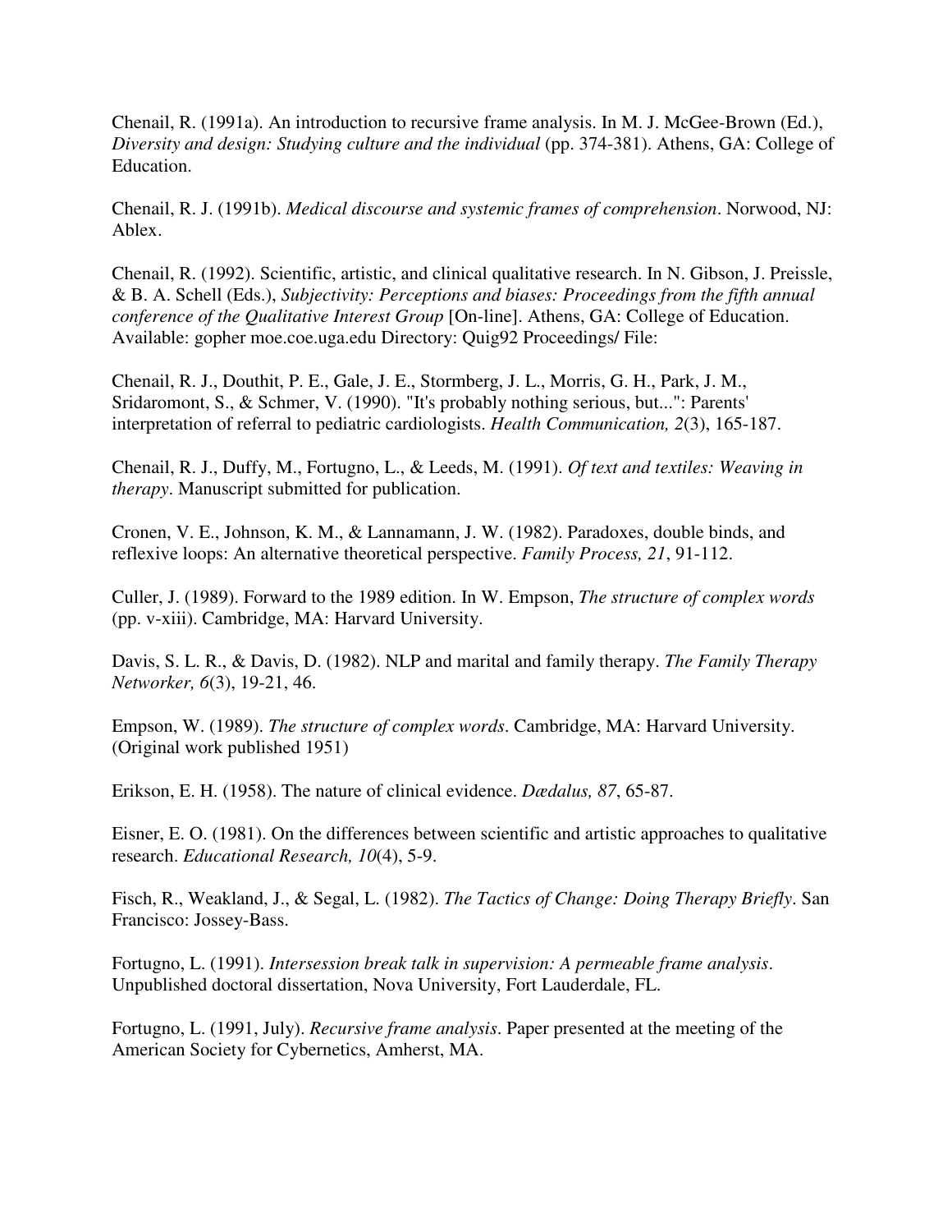Chenail, R. (1991a). An introduction to recursive frame analysis. In M. J. McGee-Brown (Ed.), *Diversity and design: Studying culture and the individual* (pp. 374-381). Athens, GA: College of Education.

Chenail, R. J. (1991b). *Medical discourse and systemic frames of comprehension*. Norwood, NJ: Ablex.

Chenail, R. (1992). Scientific, artistic, and clinical qualitative research. In N. Gibson, J. Preissle, & B. A. Schell (Eds.), *Subjectivity: Perceptions and biases: Proceedings from the fifth annual conference of the Qualitative Interest Group* [On-line]. Athens, GA: College of Education. Available: gopher moe.coe.uga.edu Directory: Quig92 Proceedings/ File:

Chenail, R. J., Douthit, P. E., Gale, J. E., Stormberg, J. L., Morris, G. H., Park, J. M., Sridaromont, S., & Schmer, V. (1990). "It's probably nothing serious, but...": Parents' interpretation of referral to pediatric cardiologists. *Health Communication, 2*(3), 165-187.

Chenail, R. J., Duffy, M., Fortugno, L., & Leeds, M. (1991). *Of text and textiles: Weaving in therapy*. Manuscript submitted for publication.

Cronen, V. E., Johnson, K. M., & Lannamann, J. W. (1982). Paradoxes, double binds, and reflexive loops: An alternative theoretical perspective. *Family Process, 21*, 91-112.

Culler, J. (1989). Forward to the 1989 edition. In W. Empson, *The structure of complex words* (pp. v-xiii). Cambridge, MA: Harvard University.

Davis, S. L. R., & Davis, D. (1982). NLP and marital and family therapy. *The Family Therapy Networker, 6*(3), 19-21, 46.

Empson, W. (1989). *The structure of complex words*. Cambridge, MA: Harvard University. (Original work published 1951)

Erikson, E. H. (1958). The nature of clinical evidence. *Dædalus, 87*, 65-87.

Eisner, E. O. (1981). On the differences between scientific and artistic approaches to qualitative research. *Educational Research, 10*(4), 5-9.

Fisch, R., Weakland, J., & Segal, L. (1982). *The Tactics of Change: Doing Therapy Briefly*. San Francisco: Jossey-Bass.

Fortugno, L. (1991). *Intersession break talk in supervision: A permeable frame analysis*. Unpublished doctoral dissertation, Nova University, Fort Lauderdale, FL.

Fortugno, L. (1991, July). *Recursive frame analysis*. Paper presented at the meeting of the American Society for Cybernetics, Amherst, MA.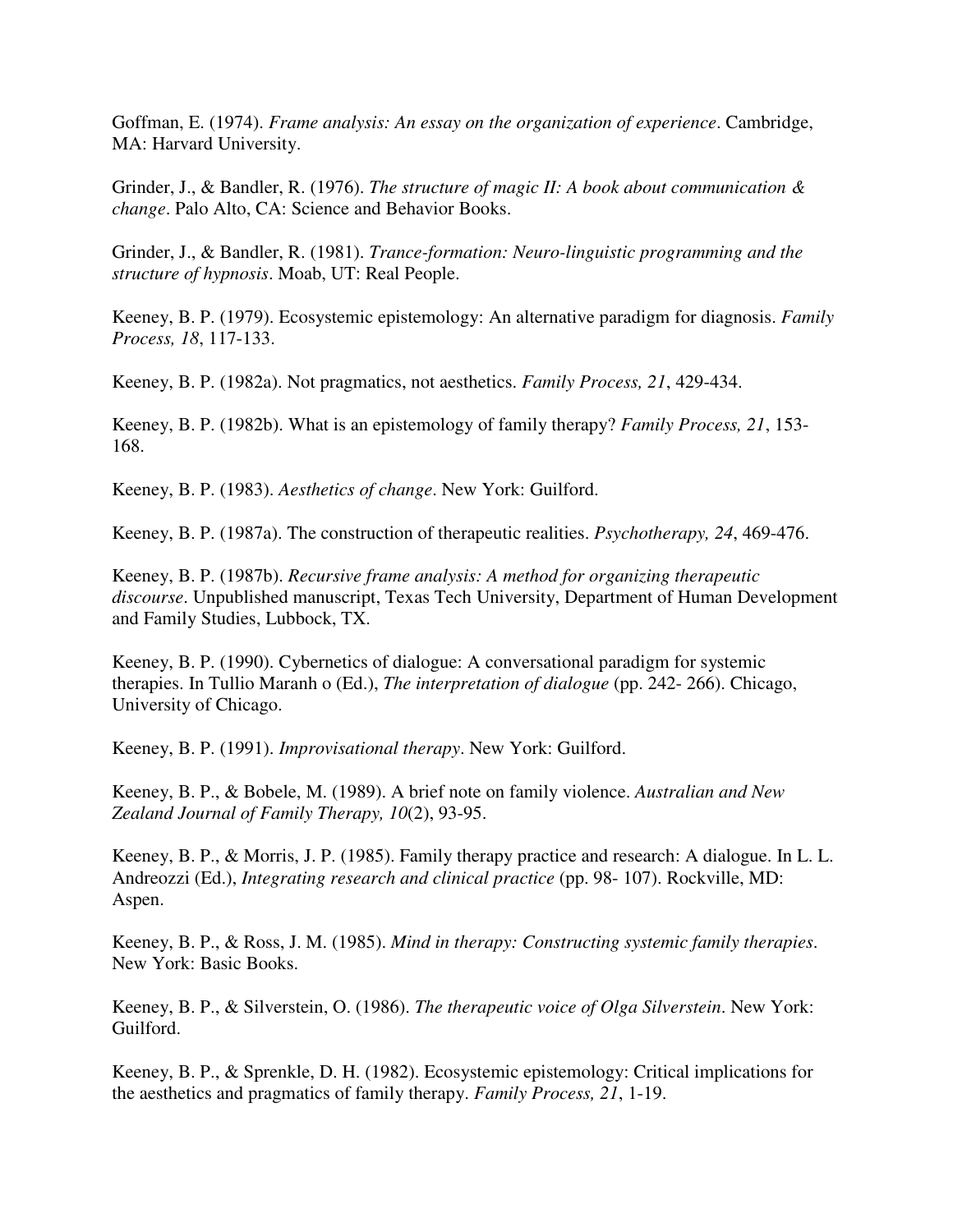Goffman, E. (1974). *Frame analysis: An essay on the organization of experience*. Cambridge, MA: Harvard University.

Grinder, J., & Bandler, R. (1976). *The structure of magic II: A book about communication & change*. Palo Alto, CA: Science and Behavior Books.

Grinder, J., & Bandler, R. (1981). *Trance-formation: Neuro-linguistic programming and the structure of hypnosis*. Moab, UT: Real People.

Keeney, B. P. (1979). Ecosystemic epistemology: An alternative paradigm for diagnosis. *Family Process, 18*, 117-133.

Keeney, B. P. (1982a). Not pragmatics, not aesthetics. *Family Process, 21*, 429-434.

Keeney, B. P. (1982b). What is an epistemology of family therapy? *Family Process, 21*, 153-168.

Keeney, B. P. (1983). *Aesthetics of change*. New York: Guilford.

Keeney, B. P. (1987a). The construction of therapeutic realities. *Psychotherapy, 24*, 469-476.

Keeney, B. P. (1987b). *Recursive frame analysis: A method for organizing therapeutic discourse*. Unpublished manuscript, Texas Tech University, Department of Human Development and Family Studies, Lubbock, TX.

Keeney, B. P. (1990). Cybernetics of dialogue: A conversational paradigm for systemic therapies. In Tullio Maranh o (Ed.), *The interpretation of dialogue* (pp. 242- 266). Chicago, University of Chicago.

Keeney, B. P. (1991). *Improvisational therapy*. New York: Guilford.

Keeney, B. P., & Bobele, M. (1989). A brief note on family violence. *Australian and New Zealand Journal of Family Therapy, 10*(2), 93-95.

Keeney, B. P., & Morris, J. P. (1985). Family therapy practice and research: A dialogue. In L. L. Andreozzi (Ed.), *Integrating research and clinical practice* (pp. 98- 107). Rockville, MD: Aspen.

Keeney, B. P., & Ross, J. M. (1985). *Mind in therapy: Constructing systemic family therapies*. New York: Basic Books.

Keeney, B. P., & Silverstein, O. (1986). *The therapeutic voice of Olga Silverstein*. New York: Guilford.

Keeney, B. P., & Sprenkle, D. H. (1982). Ecosystemic epistemology: Critical implications for the aesthetics and pragmatics of family therapy. *Family Process, 21*, 1-19.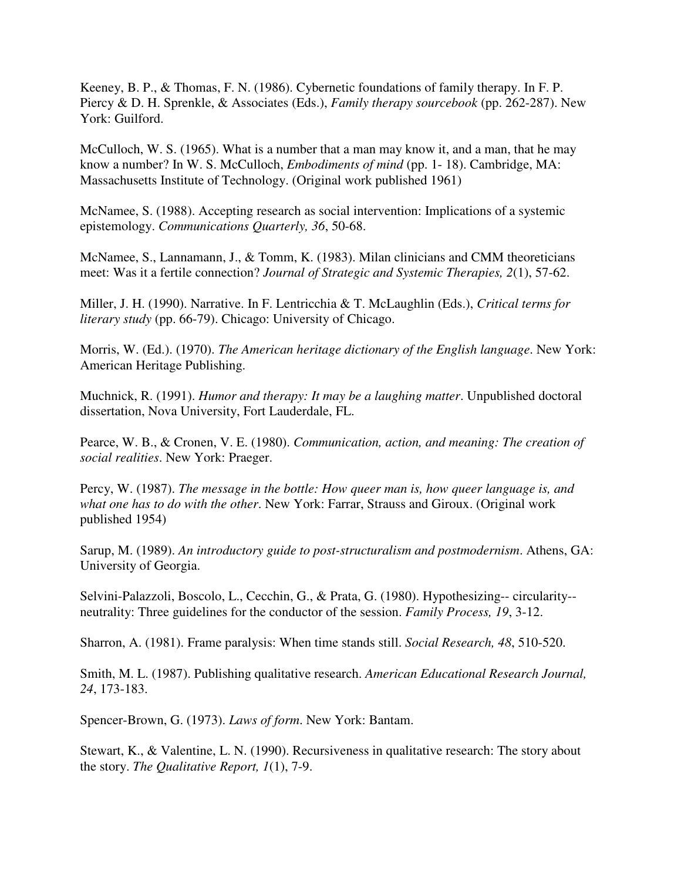Keeney, B. P., & Thomas, F. N. (1986). Cybernetic foundations of family therapy. In F. P. Piercy & D. H. Sprenkle, & Associates (Eds.), *Family therapy sourcebook* (pp. 262-287). New York: Guilford.

McCulloch, W. S. (1965). What is a number that a man may know it, and a man, that he may know a number? In W. S. McCulloch, *Embodiments of mind* (pp. 1- 18). Cambridge, MA: Massachusetts Institute of Technology. (Original work published 1961)

McNamee, S. (1988). Accepting research as social intervention: Implications of a systemic epistemology. *Communications Quarterly, 36*, 50-68.

McNamee, S., Lannamann, J., & Tomm, K. (1983). Milan clinicians and CMM theoreticians meet: Was it a fertile connection? *Journal of Strategic and Systemic Therapies, 2*(1), 57-62.

Miller, J. H. (1990). Narrative. In F. Lentricchia & T. McLaughlin (Eds.), *Critical terms for literary study* (pp. 66-79). Chicago: University of Chicago.

Morris, W. (Ed.). (1970). *The American heritage dictionary of the English language*. New York: American Heritage Publishing.

Muchnick, R. (1991). *Humor and therapy: It may be a laughing matter*. Unpublished doctoral dissertation, Nova University, Fort Lauderdale, FL.

Pearce, W. B., & Cronen, V. E. (1980). *Communication, action, and meaning: The creation of social realities*. New York: Praeger.

Percy, W. (1987). *The message in the bottle: How queer man is, how queer language is, and what one has to do with the other*. New York: Farrar, Strauss and Giroux. (Original work published 1954)

Sarup, M. (1989). *An introductory guide to post-structuralism and postmodernism*. Athens, GA: University of Georgia.

Selvini-Palazzoli, Boscolo, L., Cecchin, G., & Prata, G. (1980). Hypothesizing-- circularity-- neutrality: Three guidelines for the conductor of the session. *Family Process, 19*, 3-12.

Sharron, A. (1981). Frame paralysis: When time stands still. *Social Research, 48*, 510-520.

Smith, M. L. (1987). Publishing qualitative research. *American Educational Research Journal, 24*, 173-183.

Spencer-Brown, G. (1973). *Laws of form*. New York: Bantam.

Stewart, K., & Valentine, L. N. (1990). Recursiveness in qualitative research: The story about the story. *The Qualitative Report, 1*(1), 7-9.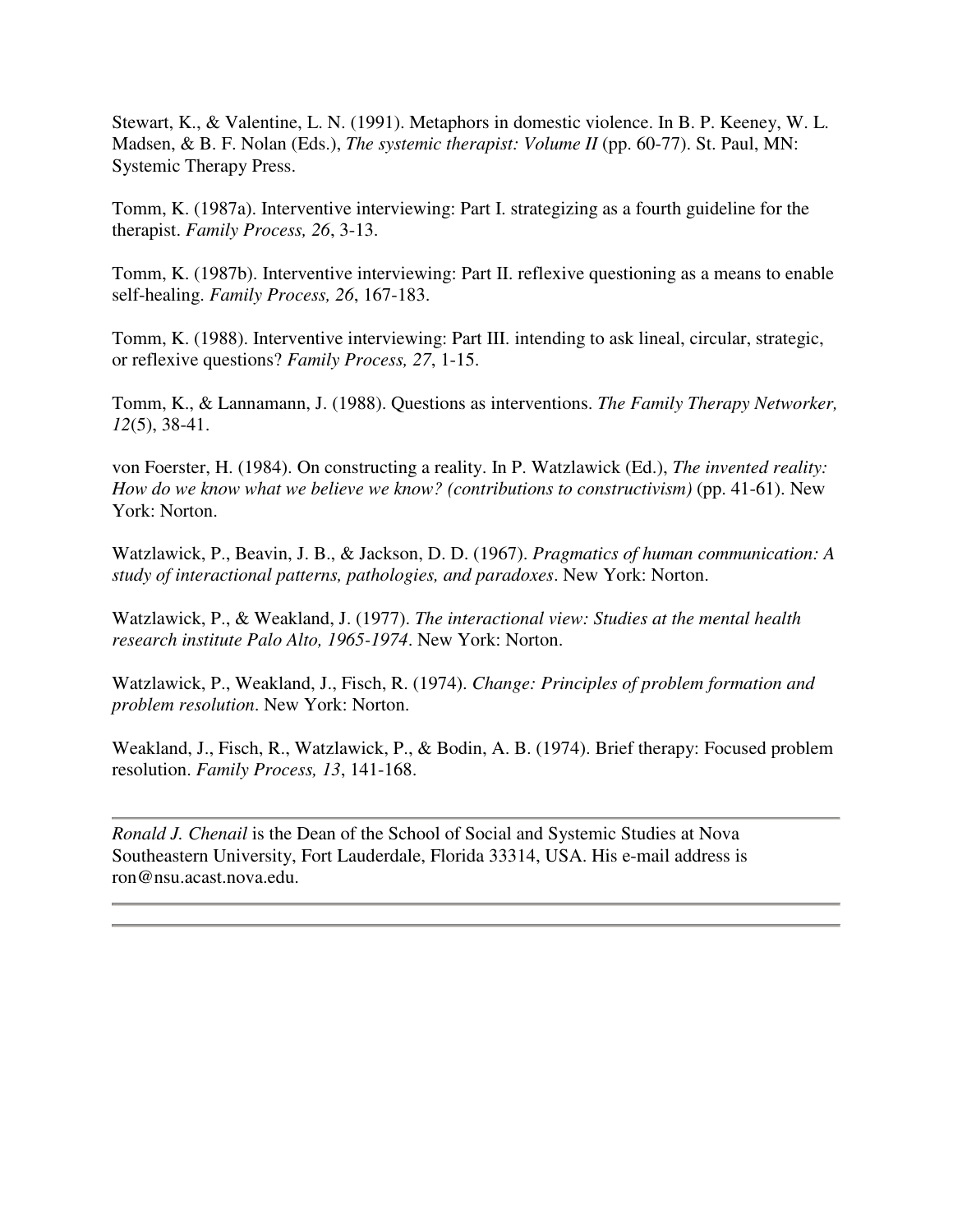Stewart, K., & Valentine, L. N. (1991). Metaphors in domestic violence. In B. P. Keeney, W. L. Madsen, & B. F. Nolan (Eds.), *The systemic therapist: Volume II* (pp. 60-77). St. Paul, MN: Systemic Therapy Press.

Tomm, K. (1987a). Interventive interviewing: Part I. strategizing as a fourth guideline for the therapist. *Family Process, 26*, 3-13.

Tomm, K. (1987b). Interventive interviewing: Part II. reflexive questioning as a means to enable self-healing. *Family Process, 26*, 167-183.

Tomm, K. (1988). Interventive interviewing: Part III. intending to ask lineal, circular, strategic, or reflexive questions? *Family Process, 27*, 1-15.

Tomm, K., & Lannamann, J. (1988). Questions as interventions. *The Family Therapy Networker, 12*(5), 38-41.

von Foerster, H. (1984). On constructing a reality. In P. Watzlawick (Ed.), *The invented reality: How do we know what we believe we know? (contributions to constructivism)* (pp. 41-61). New York: Norton.

Watzlawick, P., Beavin, J. B., & Jackson, D. D. (1967). *Pragmatics of human communication: A study of interactional patterns, pathologies, and paradoxes*. New York: Norton.

Watzlawick, P., & Weakland, J. (1977). *The interactional view: Studies at the mental health research institute Palo Alto, 1965-1974*. New York: Norton.

Watzlawick, P., Weakland, J., Fisch, R. (1974). *Change: Principles of problem formation and problem resolution*. New York: Norton.

Weakland, J., Fisch, R., Watzlawick, P., & Bodin, A. B. (1974). Brief therapy: Focused problem resolution. *Family Process, 13*, 141-168.

---

*Ronald J. Chenail* is the Dean of the School of Social and Systemic Studies at Nova Southeastern University, Fort Lauderdale, Florida 33314, USA. His e-mail address is ron@nsu.acast.nova.edu.

---